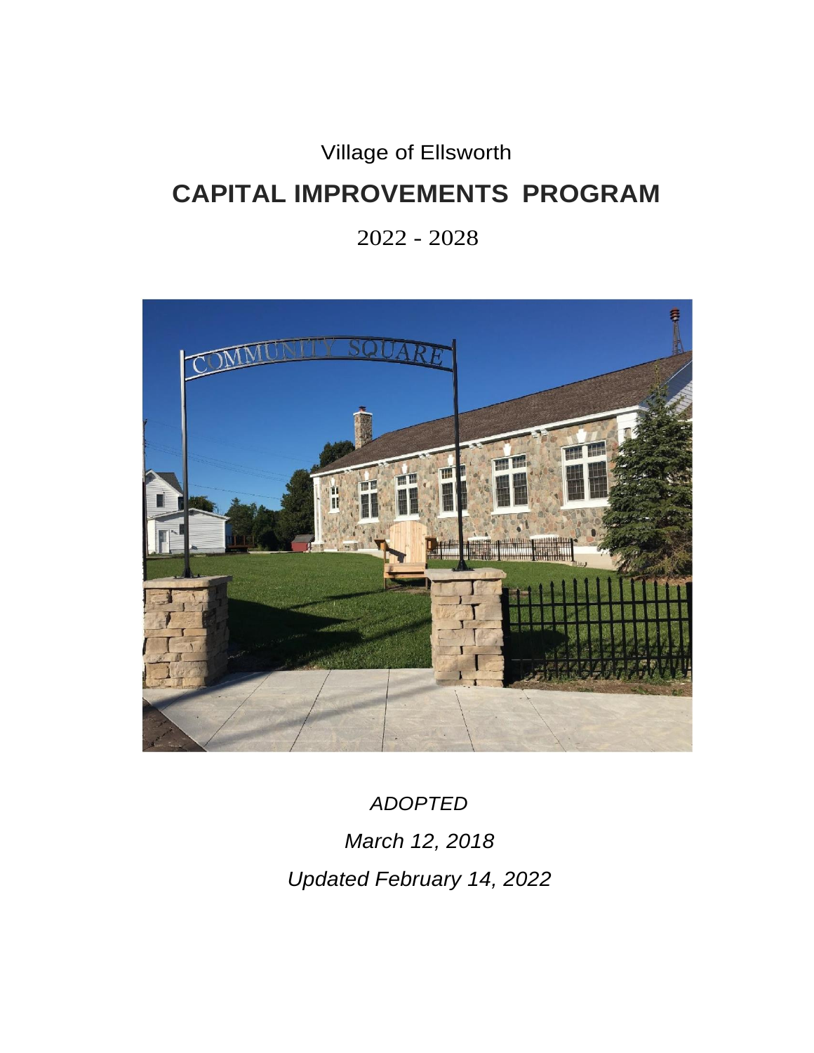Village of Ellsworth

# CAPITAL IMPROVEMENTS PROGRAM

2022 - 2028

*ADOPTED*

*March 12, 2018*

*Updated February 14, 2022*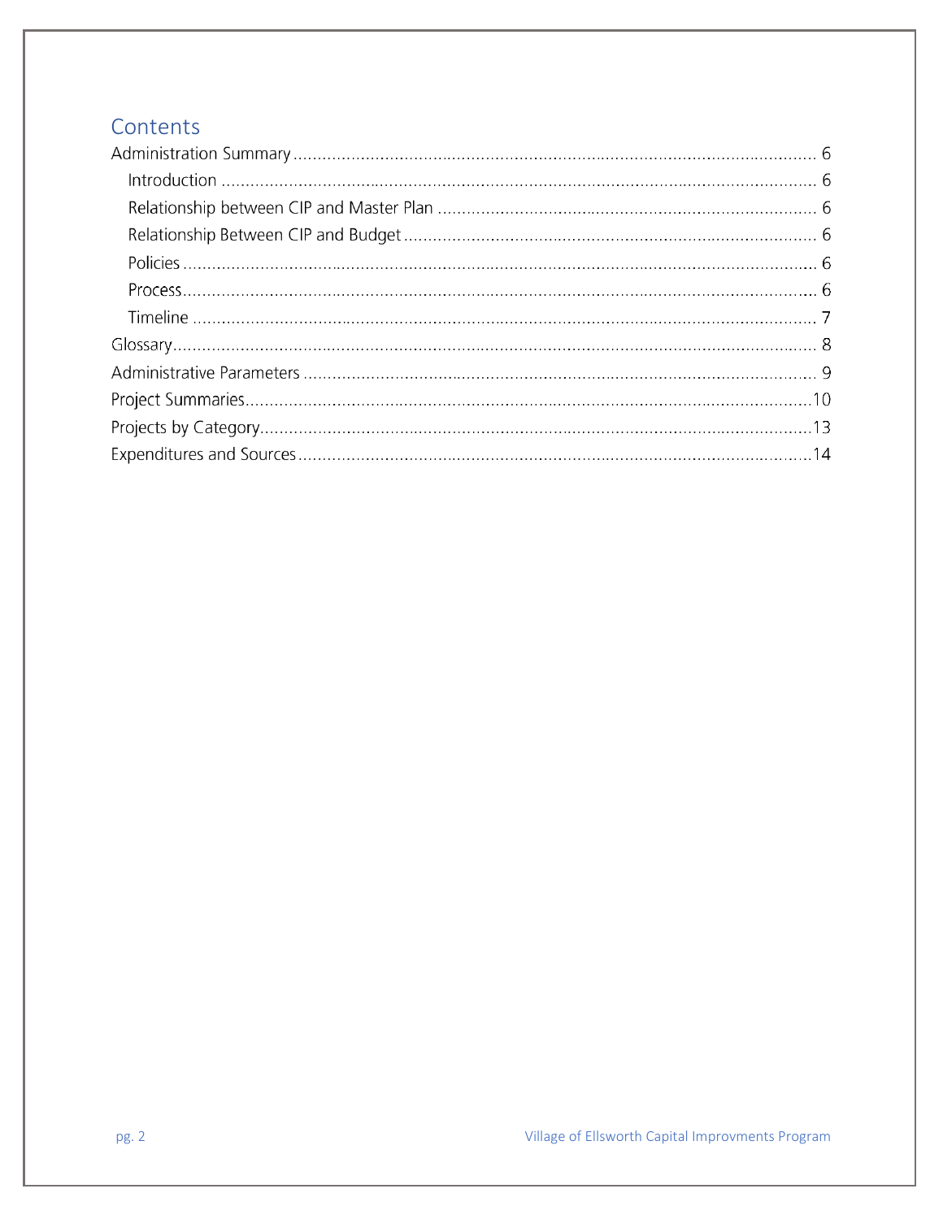# Contents

Administration Summary ........................................................ 6

- Introduction ........................................................ 6
- Relationship between CIP and Master Plan ........................................................ 6
- Relationship Between CIP and Budget ........................................................ 6
- Policies ........................................................ 6
- Process ........................................................ 6
- Timeline ........................................................ 7

Glossary ........................................................ 8

Administrative Parameters ........................................................ 9

Project Summaries ........................................................ 10

Projects by Category ........................................................ 13

Expenditures and Sources ........................................................ 14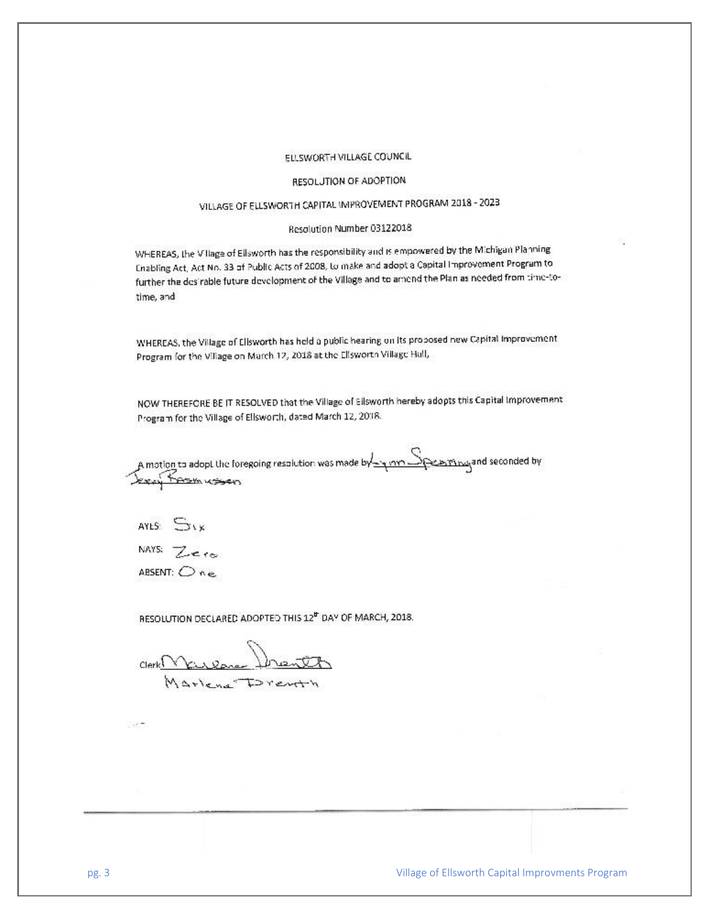ELLSWORTH VILLAGE COUNCIL

RESOLUTION OF ADOPTION

VILLAGE OF ELLSWORTH CAPITAL IMPROVEMENT PROGRAM 2018 - 2023

Resolution Number 03122018

WHEREAS, the Village of Ellsworth has the responsibility and is empowered by the Michigan Planning Enabling Act, Act No. 33 of Public Acts of 2008, to make and adopt a Capital Improvement Program to further the desirable future development of the Village and to amend the Plan as needed from time-to-time, and

WHEREAS, the Village of Ellsworth has held a public hearing on its proposed new Capital Improvement Program for the Village on March 12, 2018 at the Ellsworth Village Hall,

NOW THEREFORE BE IT RESOLVED that the Village of Ellsworth hereby adopts this Capital Improvement Program for the Village of Ellsworth, dated March 12, 2018.

A motion to adopt the foregoing resolution was made by Lynn Spearing and seconded by Jerry Rasmussen

AYES: Six

NAYS: Zero

ABSENT: One

RESOLUTION DECLARED ADOPTED THIS 12th DAY OF MARCH, 2018.

Clerk Marlene Drenth

Marlena Drenth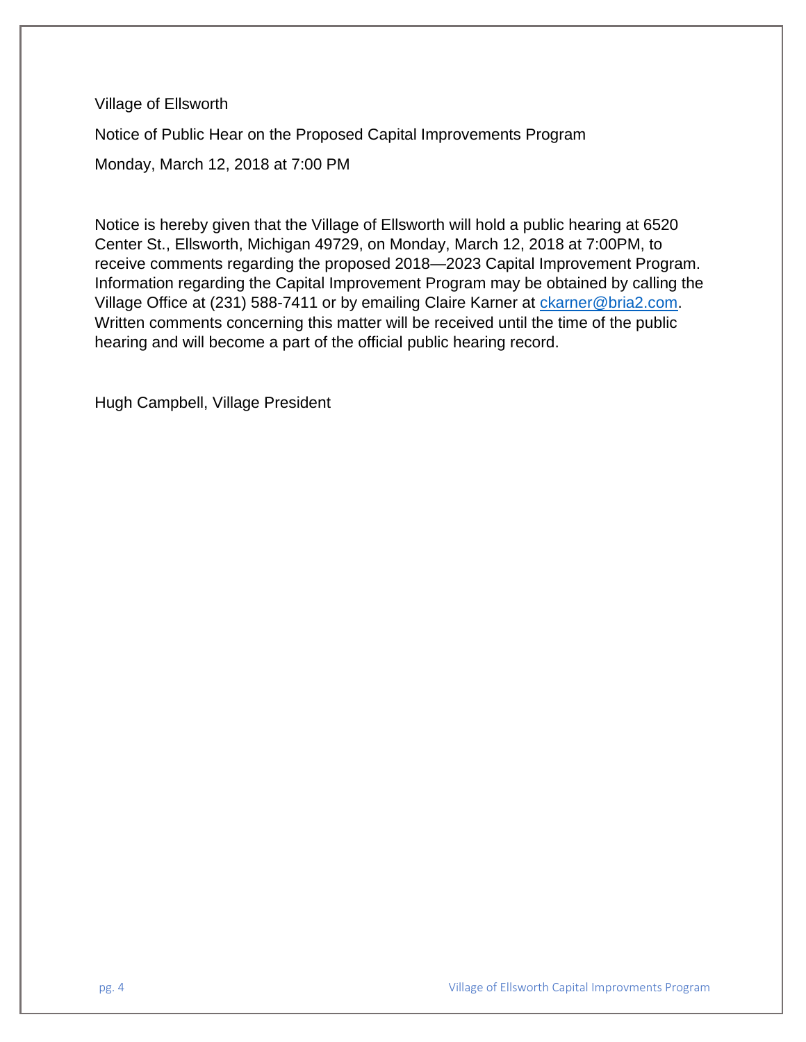Village of Ellsworth

Notice of Public Hear on the Proposed Capital Improvements Program

Monday, March 12, 2018 at 7:00 PM

Notice is hereby given that the Village of Ellsworth will hold a public hearing at 6520 Center St., Ellsworth, Michigan 49729, on Monday, March 12, 2018 at 7:00PM, to receive comments regarding the proposed 2018—2023 Capital Improvement Program. Information regarding the Capital Improvement Program may be obtained by calling the Village Office at (231) 588-7411 or by emailing Claire Karner at ckarner@bria2.com. Written comments concerning this matter will be received until the time of the public hearing and will become a part of the official public hearing record.

Hugh Campbell, Village President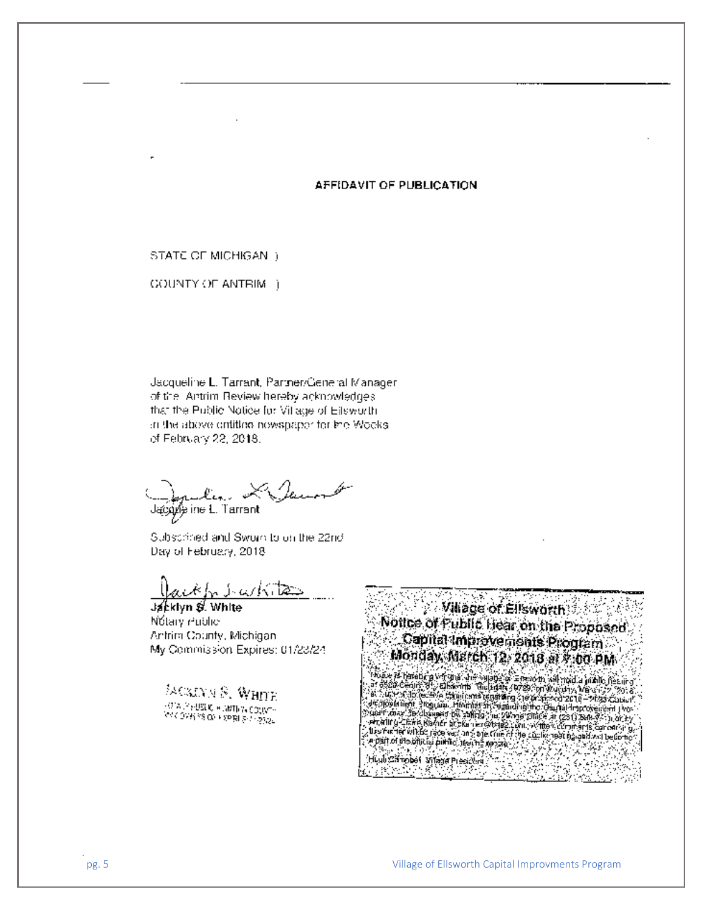## AFFIDAVIT OF PUBLICATION

STATE OF MICHIGAN )

COUNTY OF ANTRIM )

Jacqueline L. Tarrant, Partner/General Manager of the Antrim Review hereby acknowledges that the Public Notice for Village of Ellsworth in the above entitled newspaper for the Weeks of February 22, 2018.

Jacqueline L. Tarrant

Subscribed and Sworn to on the 22nd Day of February, 2018

**Jacklyn S. White**
Notary Public
Antrim County, Michigan
My Commission Expires: 01/22/24

JACKLYN S. WHITE
NOTARY PUBLIC, ANTRIM COUNTY
MY COMMISSION EXPIRES

**Village of Ellsworth**
**Notice of Public Hear on the Proposed Capital Improvements Program**
**Monday, March 12, 2018 at 7:00 PM**

Notice is hereby given that the Village of Ellsworth will hold a public hearing at 6580 Center St., Ellsworth, Michigan 49729 on Monday, March 12, 2018 at 7:00 PM to receive comments regarding the proposed 2018 – 2023 Capital Improvement Program. Information regarding the Capital Improvement Program may be obtained by calling the Village Office at (231) 588-7 or by emailing Claire Karner at ckarner@torchlake.com. Written comments concerning this matter will be received and be made part of the official public hearing record.

Hugh Campbell, Village President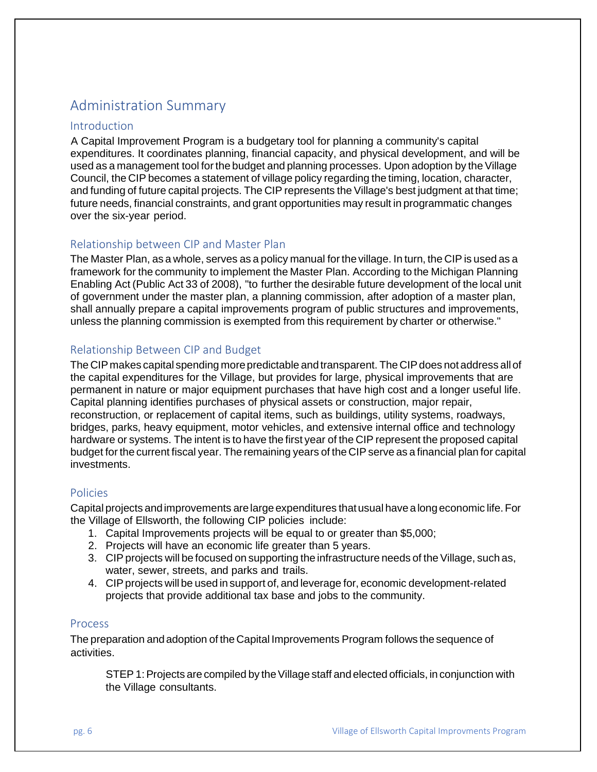# Administration Summary

## Introduction

A Capital Improvement Program is a budgetary tool for planning a community's capital expenditures. It coordinates planning, financial capacity, and physical development, and will be used as a management tool for the budget and planning processes. Upon adoption by the Village Council, the CIP becomes a statement of village policy regarding the timing, location, character, and funding of future capital projects. The CIP represents the Village's best judgment at that time; future needs, financial constraints, and grant opportunities may result in programmatic changes over the six-year period.

## Relationship between CIP and Master Plan

The Master Plan, as a whole, serves as a policy manual for the village. In turn, the CIP is used as a framework for the community to implement the Master Plan. According to the Michigan Planning Enabling Act (Public Act 33 of 2008), "to further the desirable future development of the local unit of government under the master plan, a planning commission, after adoption of a master plan, shall annually prepare a capital improvements program of public structures and improvements, unless the planning commission is exempted from this requirement by charter or otherwise."

## Relationship Between CIP and Budget

The CIP makes capital spending more predictable and transparent. The CIP does not address all of the capital expenditures for the Village, but provides for large, physical improvements that are permanent in nature or major equipment purchases that have high cost and a longer useful life. Capital planning identifies purchases of physical assets or construction, major repair, reconstruction, or replacement of capital items, such as buildings, utility systems, roadways, bridges, parks, heavy equipment, motor vehicles, and extensive internal office and technology hardware or systems. The intent is to have the first year of the CIP represent the proposed capital budget for the current fiscal year. The remaining years of the CIP serve as a financial plan for capital investments.

## Policies

Capital projects and improvements are large expenditures that usual have a long economic life. For the Village of Ellsworth, the following CIP policies include:

1. Capital Improvements projects will be equal to or greater than $5,000;
2. Projects will have an economic life greater than 5 years.
3. CIP projects will be focused on supporting the infrastructure needs of the Village, such as, water, sewer, streets, and parks and trails.
4. CIP projects will be used in support of, and leverage for, economic development-related projects that provide additional tax base and jobs to the community.

## Process

The preparation and adoption of the Capital Improvements Program follows the sequence of activities.

STEP 1: Projects are compiled by the Village staff and elected officials, in conjunction with the Village consultants.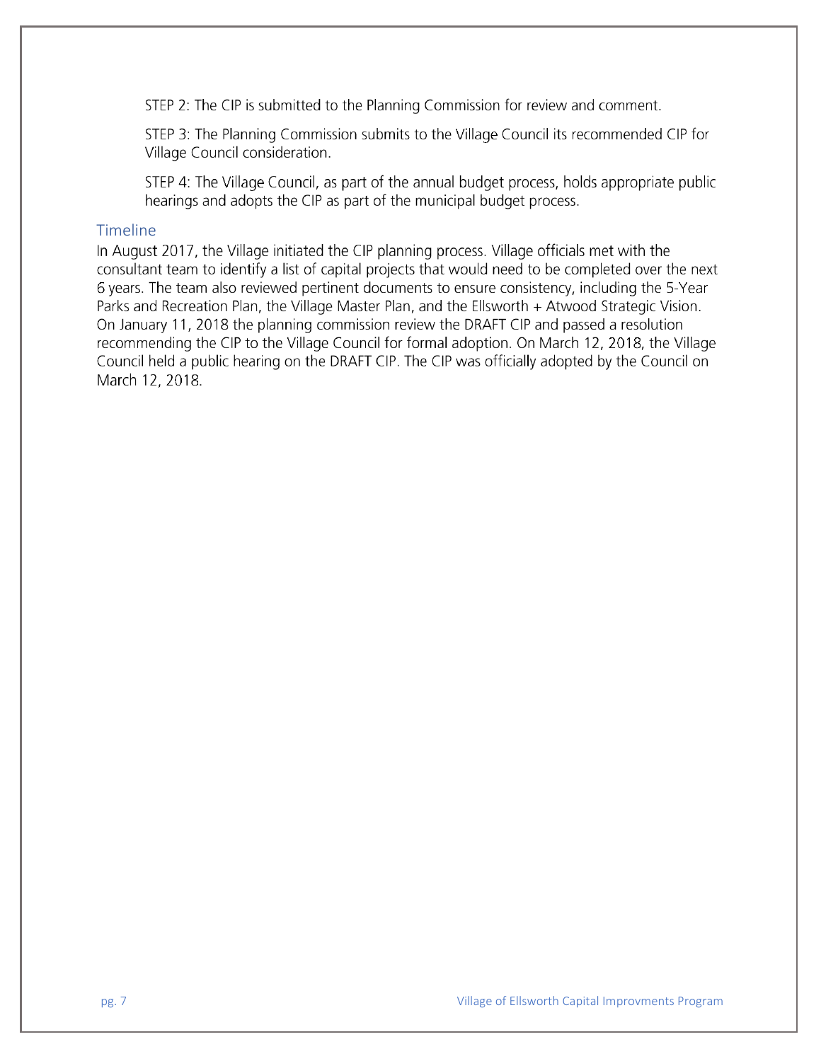STEP 2: The CIP is submitted to the Planning Commission for review and comment.

STEP 3: The Planning Commission submits to the Village Council its recommended CIP for Village Council consideration.

STEP 4: The Village Council, as part of the annual budget process, holds appropriate public hearings and adopts the CIP as part of the municipal budget process.

## Timeline

In August 2017, the Village initiated the CIP planning process. Village officials met with the consultant team to identify a list of capital projects that would need to be completed over the next 6 years. The team also reviewed pertinent documents to ensure consistency, including the 5-Year Parks and Recreation Plan, the Village Master Plan, and the Ellsworth + Atwood Strategic Vision. On January 11, 2018 the planning commission review the DRAFT CIP and passed a resolution recommending the CIP to the Village Council for formal adoption. On March 12, 2018, the Village Council held a public hearing on the DRAFT CIP. The CIP was officially adopted by the Council on March 12, 2018.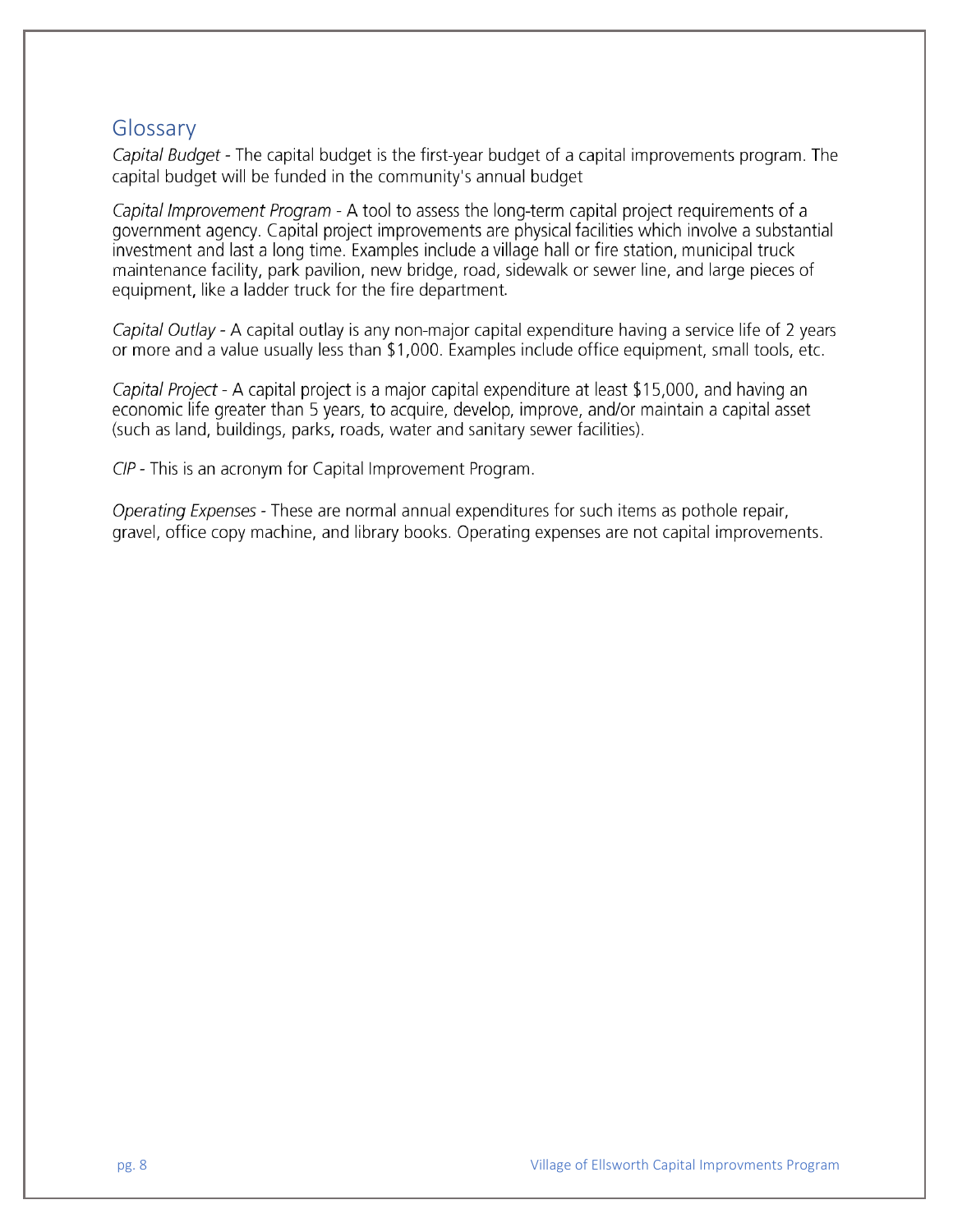## Glossary

*Capital Budget* - The capital budget is the first-year budget of a capital improvements program. The capital budget will be funded in the community's annual budget

*Capital Improvement Program* - A tool to assess the long-term capital project requirements of a government agency. Capital project improvements are physical facilities which involve a substantial investment and last a long time. Examples include a village hall or fire station, municipal truck maintenance facility, park pavilion, new bridge, road, sidewalk or sewer line, and large pieces of equipment, like a ladder truck for the fire department.

*Capital Outlay* - A capital outlay is any non-major capital expenditure having a service life of 2 years or more and a value usually less than $1,000. Examples include office equipment, small tools, etc.

*Capital Project* - A capital project is a major capital expenditure at least $15,000, and having an economic life greater than 5 years, to acquire, develop, improve, and/or maintain a capital asset (such as land, buildings, parks, roads, water and sanitary sewer facilities).

*CIP* - This is an acronym for Capital Improvement Program.

*Operating Expenses* - These are normal annual expenditures for such items as pothole repair, gravel, office copy machine, and library books. Operating expenses are not capital improvements.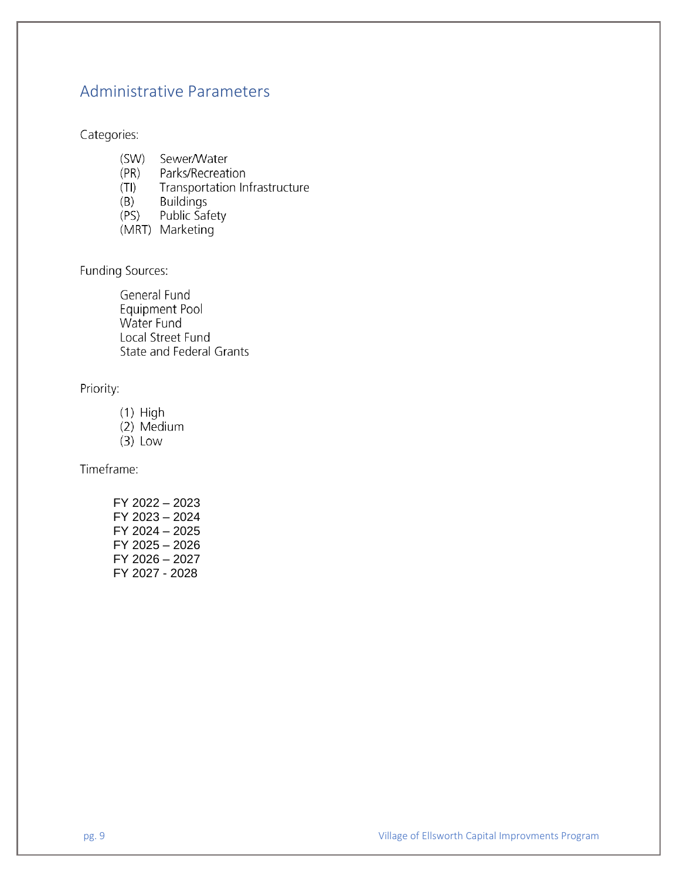## Administrative Parameters

Categories:

(SW) Sewer/Water
(PR) Parks/Recreation
(TI) Transportation Infrastructure
(B) Buildings
(PS) Public Safety
(MRT) Marketing

Funding Sources:

General Fund
Equipment Pool
Water Fund
Local Street Fund
State and Federal Grants

Priority:

(1) High
(2) Medium
(3) Low

Timeframe:

FY 2022 – 2023
FY 2023 – 2024
FY 2024 – 2025
FY 2025 – 2026
FY 2026 – 2027
FY 2027 - 2028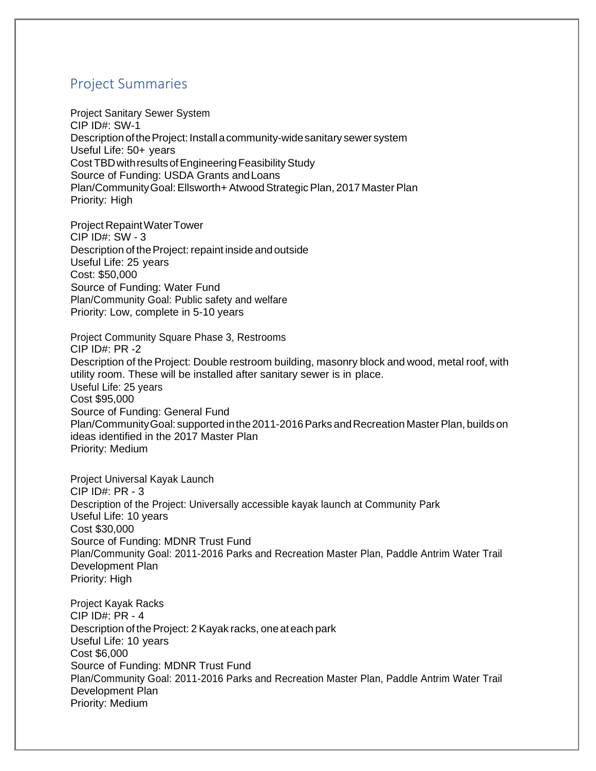## Project Summaries

Project Sanitary Sewer System
CIP ID#: SW-1
Description of the Project: Install a community-wide sanitary sewer system
Useful Life: 50+ years
Cost TBD with results of Engineering Feasibility Study
Source of Funding: USDA Grants and Loans
Plan/Community Goal: Ellsworth+ Atwood Strategic Plan, 2017 Master Plan
Priority: High

Project Repaint Water Tower
CIP ID#: SW - 3
Description of the Project: repaint inside and outside
Useful Life: 25 years
Cost: $50,000
Source of Funding: Water Fund
Plan/Community Goal: Public safety and welfare
Priority: Low, complete in 5-10 years

Project Community Square Phase 3, Restrooms
CIP ID#: PR -2
Description of the Project: Double restroom building, masonry block and wood, metal roof, with utility room. These will be installed after sanitary sewer is in place.
Useful Life: 25 years
Cost $95,000
Source of Funding: General Fund
Plan/Community Goal: supported in the 2011-2016 Parks and Recreation Master Plan, builds on ideas identified in the 2017 Master Plan
Priority: Medium

Project Universal Kayak Launch
CIP ID#: PR - 3
Description of the Project: Universally accessible kayak launch at Community Park
Useful Life: 10 years
Cost $30,000
Source of Funding: MDNR Trust Fund
Plan/Community Goal: 2011-2016 Parks and Recreation Master Plan, Paddle Antrim Water Trail Development Plan
Priority: High

Project Kayak Racks
CIP ID#: PR - 4
Description of the Project: 2 Kayak racks, one at each park
Useful Life: 10 years
Cost $6,000
Source of Funding: MDNR Trust Fund
Plan/Community Goal: 2011-2016 Parks and Recreation Master Plan, Paddle Antrim Water Trail Development Plan
Priority: Medium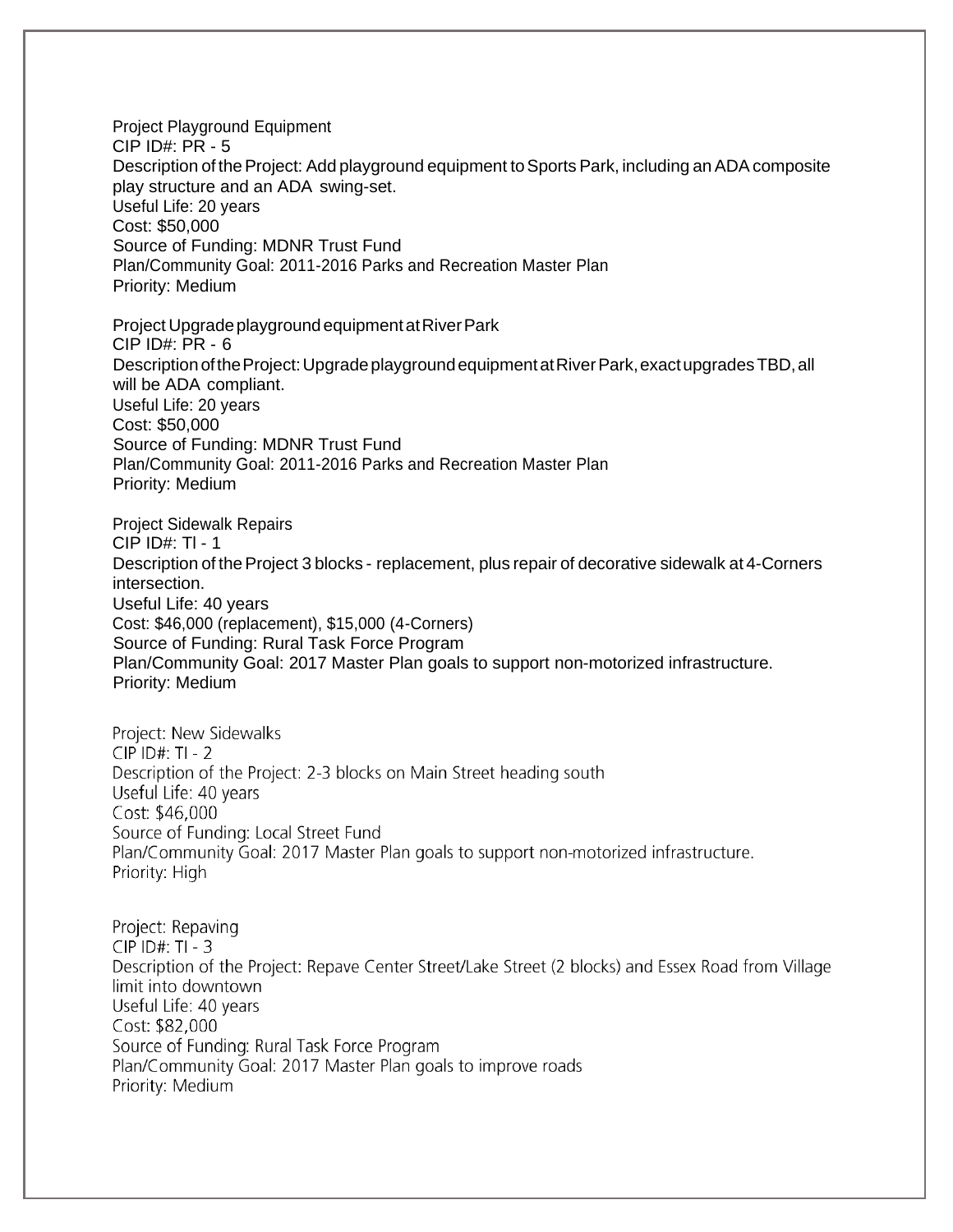Project Playground Equipment
CIP ID#: PR - 5
Description of the Project: Add playground equipment to Sports Park, including an ADA composite play structure and an ADA swing-set.
Useful Life: 20 years
Cost: $50,000
Source of Funding: MDNR Trust Fund
Plan/Community Goal: 2011-2016 Parks and Recreation Master Plan
Priority: Medium

Project Upgrade playground equipment at River Park
CIP ID#: PR - 6
Description of the Project: Upgrade playground equipment at River Park, exact upgrades TBD, all will be ADA compliant.
Useful Life: 20 years
Cost: $50,000
Source of Funding: MDNR Trust Fund
Plan/Community Goal: 2011-2016 Parks and Recreation Master Plan
Priority: Medium

Project Sidewalk Repairs
CIP ID#: TI - 1
Description of the Project 3 blocks - replacement, plus repair of decorative sidewalk at 4-Corners intersection.
Useful Life: 40 years
Cost: $46,000 (replacement), $15,000 (4-Corners)
Source of Funding: Rural Task Force Program
Plan/Community Goal: 2017 Master Plan goals to support non-motorized infrastructure.
Priority: Medium

Project: New Sidewalks
CIP ID#: TI - 2
Description of the Project: 2-3 blocks on Main Street heading south
Useful Life: 40 years
Cost: $46,000
Source of Funding: Local Street Fund
Plan/Community Goal: 2017 Master Plan goals to support non-motorized infrastructure.
Priority: High

Project: Repaving
CIP ID#: TI - 3
Description of the Project: Repave Center Street/Lake Street (2 blocks) and Essex Road from Village limit into downtown
Useful Life: 40 years
Cost: $82,000
Source of Funding: Rural Task Force Program
Plan/Community Goal: 2017 Master Plan goals to improve roads
Priority: Medium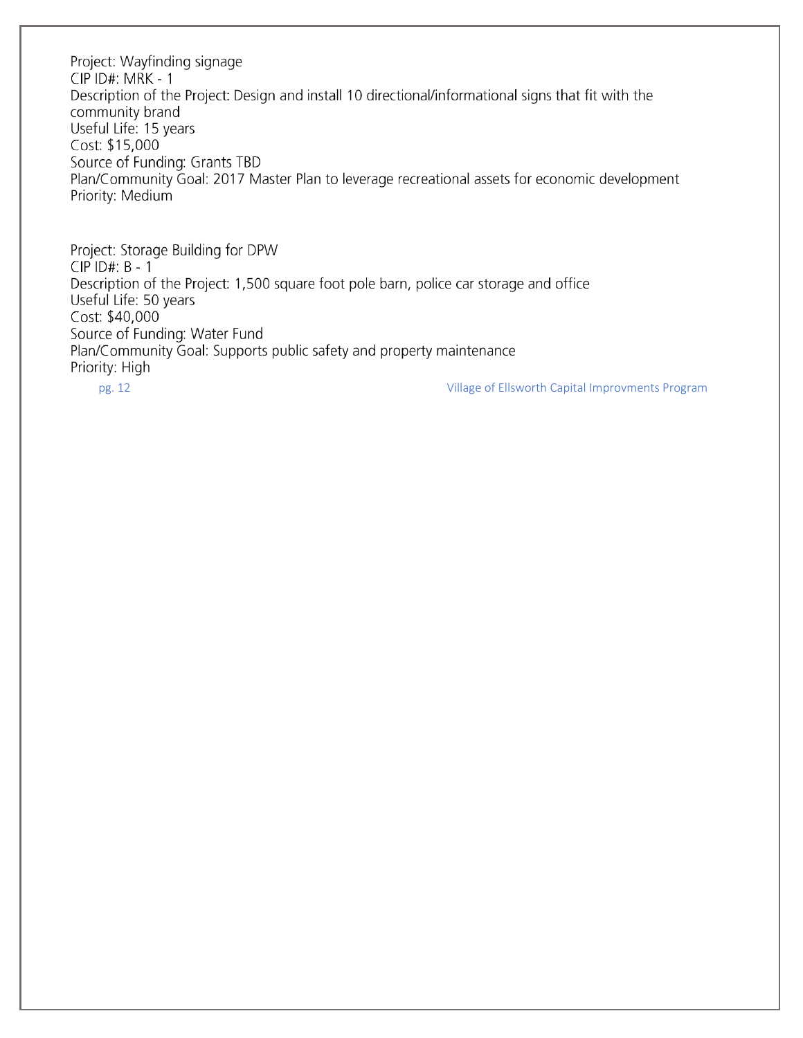Project: Wayfinding signage
CIP ID#: MRK - 1
Description of the Project: Design and install 10 directional/informational signs that fit with the community brand
Useful Life: 15 years
Cost: $15,000
Source of Funding: Grants TBD
Plan/Community Goal: 2017 Master Plan to leverage recreational assets for economic development
Priority: Medium

Project: Storage Building for DPW
CIP ID#: B - 1
Description of the Project: 1,500 square foot pole barn, police car storage and office
Useful Life: 50 years
Cost: $40,000
Source of Funding: Water Fund
Plan/Community Goal: Supports public safety and property maintenance
Priority: High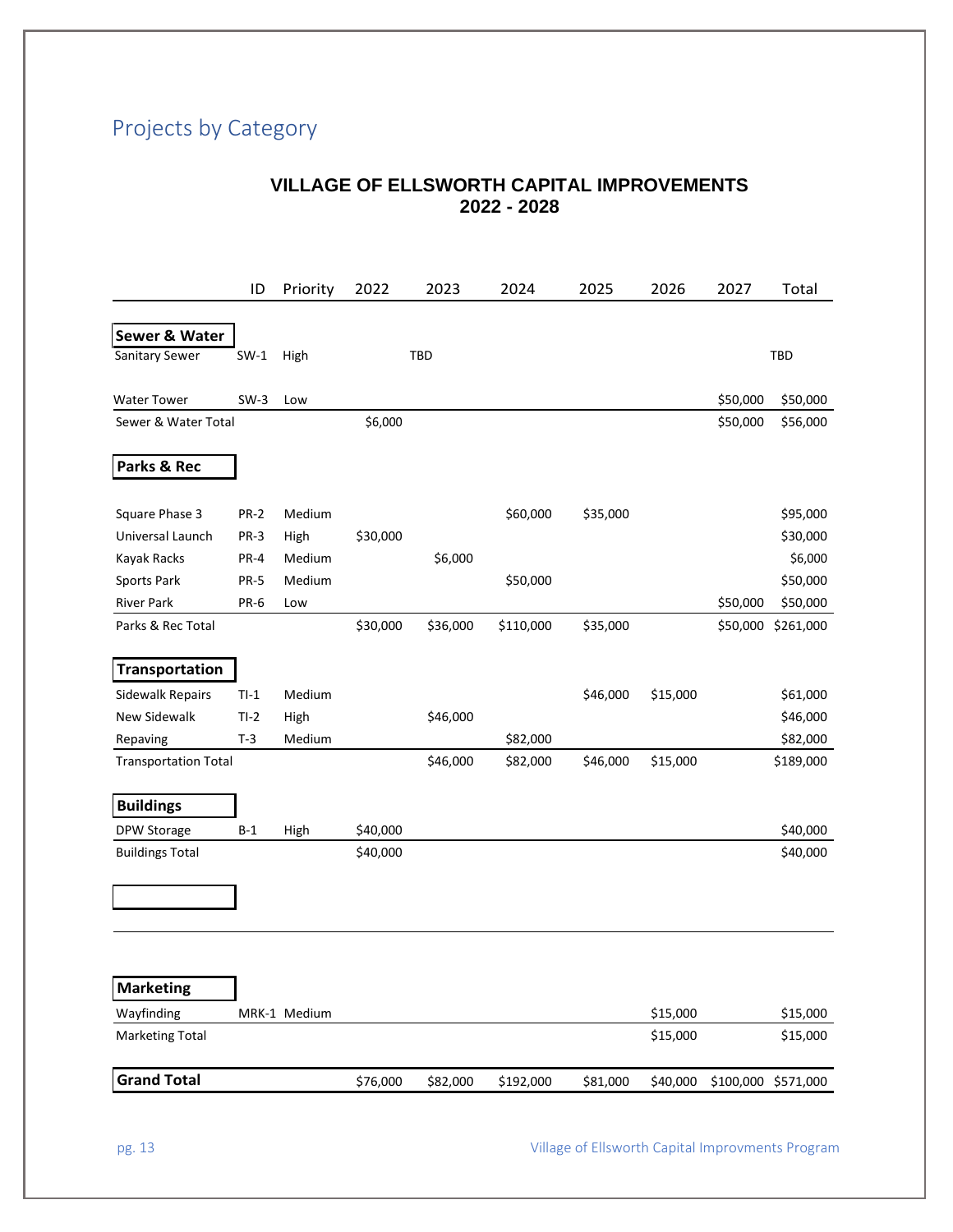## Projects by Category

**VILLAGE OF ELLSWORTH CAPITAL IMPROVEMENTS**
**2022 - 2028**

| | ID | Priority | 2022 | 2023 | 2024 | 2025 | 2026 | 2027 | Total |
|---|---|---|---|---|---|---|---|---|---|
| **Sewer & Water** | | | | | | | | | |
| Sanitary Sewer | SW-1 | High | | TBD | | | | | TBD |
| Water Tower | SW-3 | Low | | | | | | $50,000 | $50,000 |
| Sewer & Water Total | | | $6,000 | | | | | $50,000 | $56,000 |
| **Parks & Rec** | | | | | | | | | |
| Square Phase 3 | PR-2 | Medium | | | $60,000 | $35,000 | | | $95,000 |
| Universal Launch | PR-3 | High | $30,000 | | | | | | $30,000 |
| Kayak Racks | PR-4 | Medium | | $6,000 | | | | | $6,000 |
| Sports Park | PR-5 | Medium | | | $50,000 | | | | $50,000 |
| River Park | PR-6 | Low | | | | | | $50,000 | $50,000 |
| Parks & Rec Total | | | $30,000 | $36,000 | $110,000 | $35,000 | | $50,000 | $261,000 |
| **Transportation** | | | | | | | | | |
| Sidewalk Repairs | TI-1 | Medium | | | | $46,000 | $15,000 | | $61,000 |
| New Sidewalk | TI-2 | High | | $46,000 | | | | | $46,000 |
| Repaving | T-3 | Medium | | | $82,000 | | | | $82,000 |
| Transportation Total | | | | $46,000 | $82,000 | $46,000 | $15,000 | | $189,000 |
| **Buildings** | | | | | | | | | |
| DPW Storage | B-1 | High | $40,000 | | | | | | $40,000 |
| Buildings Total | | | $40,000 | | | | | | $40,000 |
| **Marketing** | | | | | | | | | |
| Wayfinding | MRK-1 | Medium | | | | | $15,000 | | $15,000 |
| Marketing Total | | | | | | | $15,000 | | $15,000 |
| **Grand Total** | | | $76,000 | $82,000 | $192,000 | $81,000 | $40,000 | $100,000 | $571,000 |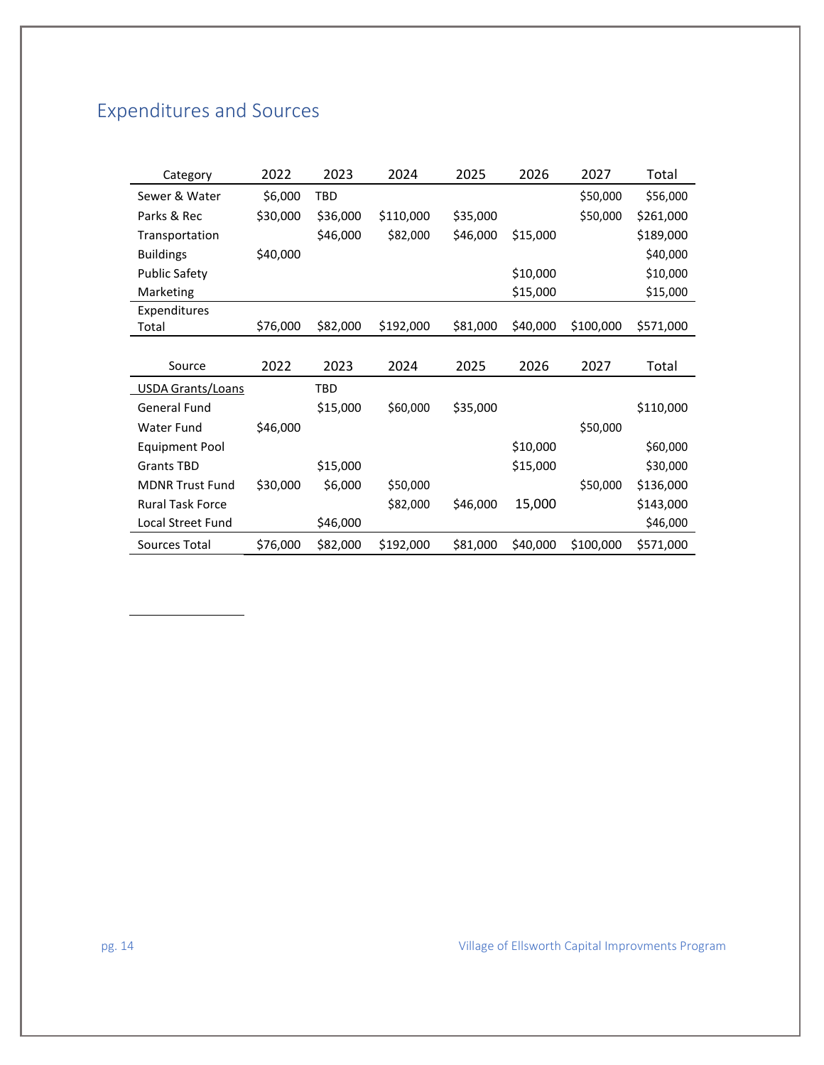## Expenditures and Sources

| Category | 2022 | 2023 | 2024 | 2025 | 2026 | 2027 | Total |
|---|---|---|---|---|---|---|---|
| Sewer & Water | $6,000 | TBD | | | | $50,000 | $56,000 |
| Parks & Rec | $30,000 | $36,000 | $110,000 | $35,000 | | $50,000 | $261,000 |
| Transportation | | $46,000 | $82,000 | $46,000 | $15,000 | | $189,000 |
| Buildings | $40,000 | | | | | | $40,000 |
| Public Safety | | | | | $10,000 | | $10,000 |
| Marketing | | | | | $15,000 | | $15,000 |
| Expenditures Total | $76,000 | $82,000 | $192,000 | $81,000 | $40,000 | $100,000 | $571,000 |

| Source | 2022 | 2023 | 2024 | 2025 | 2026 | 2027 | Total |
|---|---|---|---|---|---|---|---|
| USDA Grants/Loans | | TBD | | | | | |
| General Fund | | $15,000 | $60,000 | $35,000 | | | $110,000 |
| Water Fund | $46,000 | | | | | $50,000 | |
| Equipment Pool | | | | | $10,000 | | $60,000 |
| Grants TBD | | $15,000 | | | $15,000 | | $30,000 |
| MDNR Trust Fund | $30,000 | $6,000 | $50,000 | | | $50,000 | $136,000 |
| Rural Task Force | | | $82,000 | $46,000 | 15,000 | | $143,000 |
| Local Street Fund | | $46,000 | | | | | $46,000 |
| Sources Total | $76,000 | $82,000 | $192,000 | $81,000 | $40,000 | $100,000 | $571,000 |